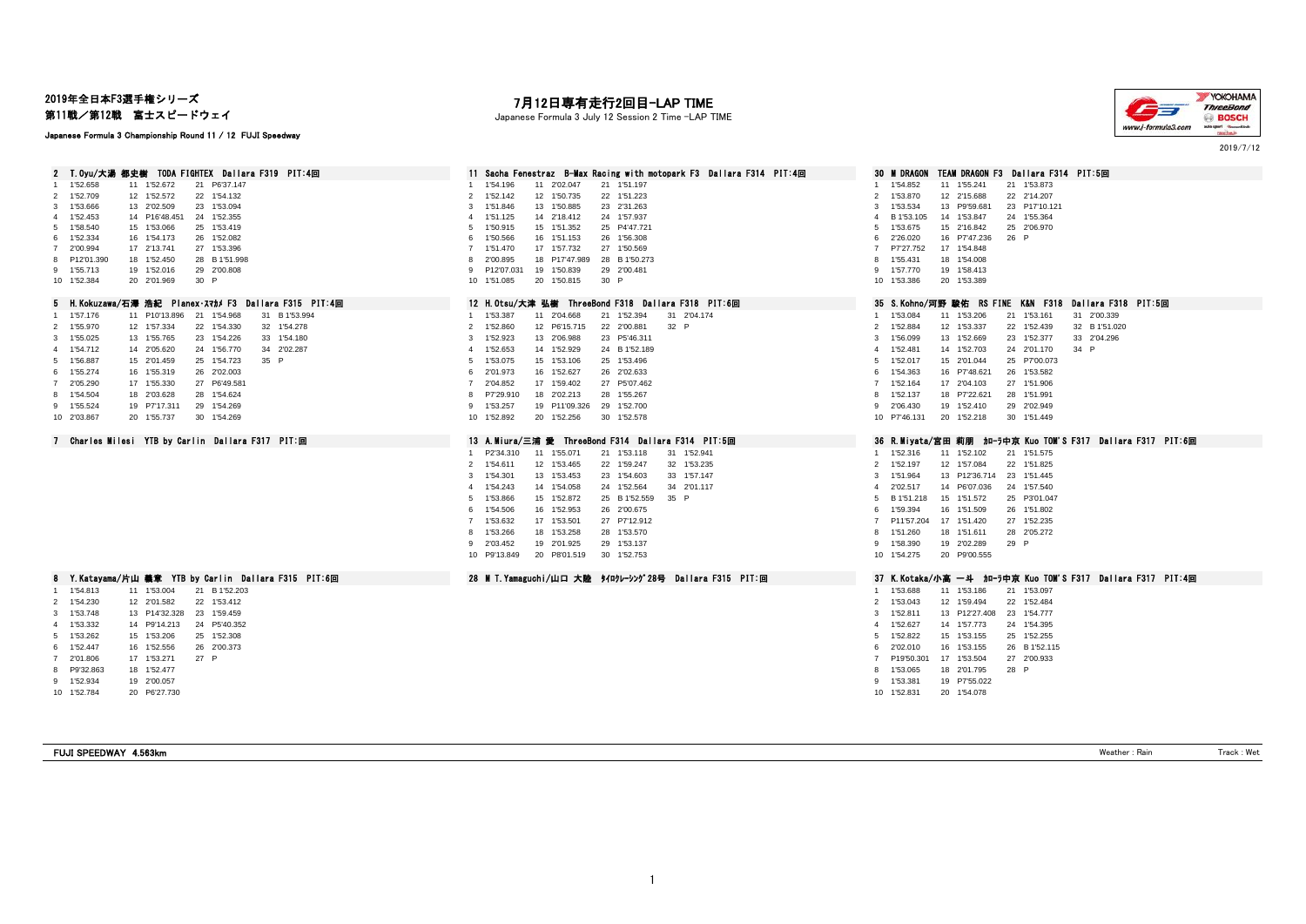2019年全日本F3選手権シリーズ
第11戦／第12戦　富士スピードウェイ

Japanese Formula 3 Championship Round 11 / 12 FUJI Speedway

# 7月12日専有走行2回目-LAP TIME

Japanese Formula 3 July 12 Session 2 Time -LAP TIME

2019/7/12

### 2 T.Oyu/大湯 都史樹 TODA FIGHTEX Dallara F319 PIT:4回

| Lap | Time | Lap | Time | Lap | Time |
|---|---|---|---|---|---|
| 1 | 1'52.658 | 11 | 1'52.672 | 21 | P6'37.147 |
| 2 | 1'52.709 | 12 | 1'52.572 | 22 | 1'54.132 |
| 3 | 1'53.666 | 13 | 2'02.509 | 23 | 1'53.094 |
| 4 | 1'52.453 | 14 | P16'48.451 | 24 | 1'52.355 |
| 5 | 1'58.540 | 15 | 1'53.066 | 25 | 1'53.419 |
| 6 | 1'52.334 | 16 | 1'54.173 | 26 | 1'52.082 |
| 7 | 2'00.994 | 17 | 2'13.741 | 27 | 1'53.396 |
| 8 | P12'01.390 | 18 | 1'52.450 | 28 | B 1'51.998 |
| 9 | 1'55.713 | 19 | 1'52.016 | 29 | 2'00.808 |
| 10 | 1'52.384 | 20 | 2'01.969 | 30 | P |

### 11 Sacha Fenestraz B-Max Racing with motopark F3 Dallara F314 PIT:4回

| Lap | Time | Lap | Time | Lap | Time |
|---|---|---|---|---|---|
| 1 | 1'54.196 | 11 | 2'02.047 | 21 | 1'51.197 |
| 2 | 1'52.142 | 12 | 1'50.735 | 22 | 1'51.223 |
| 3 | 1'51.846 | 13 | 1'50.885 | 23 | 2'31.263 |
| 4 | 1'51.125 | 14 | 2'18.412 | 24 | 1'57.937 |
| 5 | 1'50.915 | 15 | 1'51.352 | 25 | P4'47.721 |
| 6 | 1'50.566 | 16 | 1'51.153 | 26 | 1'56.308 |
| 7 | 1'51.470 | 17 | 1'57.732 | 27 | 1'50.569 |
| 8 | 2'00.895 | 18 | P17'47.989 | 28 | B 1'50.273 |
| 9 | P12'07.031 | 19 | 1'50.839 | 29 | 2'00.481 |
| 10 | 1'51.085 | 20 | 1'50.815 | 30 | P |

### 30 M DRAGON TEAM DRAGON F3 Dallara F314 PIT:5回

| Lap | Time | Lap | Time | Lap | Time |
|---|---|---|---|---|---|
| 1 | 1'54.852 | 11 | 1'55.241 | 21 | 1'53.873 |
| 2 | 1'53.870 | 12 | 2'15.688 | 22 | 2'14.207 |
| 3 | 1'53.534 | 13 | P9'59.681 | 23 | P17'10.121 |
| 4 | B 1'53.105 | 14 | 1'53.847 | 24 | 1'55.364 |
| 5 | 1'53.675 | 15 | 2'16.842 | 25 | 2'06.970 |
| 6 | 2'26.020 | 16 | P7'47.236 | 26 | P |
| 7 | P7'27.752 | 17 | 1'54.848 | | |
| 8 | 1'55.431 | 18 | 1'54.008 | | |
| 9 | 1'57.770 | 19 | 1'58.413 | | |
| 10 | 1'53.386 | 20 | 1'53.389 | | |

### 5 H.Kokuzawa/石澤 浩紀 Planex・スマカメ F3 Dallara F315 PIT:4回

| Lap | Time | Lap | Time | Lap | Time | Lap | Time |
|---|---|---|---|---|---|---|---|
| 1 | 1'57.176 | 11 | P10'13.896 | 21 | 1'54.968 | 31 | B 1'53.994 |
| 2 | 1'55.970 | 12 | 1'57.334 | 22 | 1'54.330 | 32 | 1'54.278 |
| 3 | 1'55.025 | 13 | 1'55.765 | 23 | 1'54.226 | 33 | 1'54.180 |
| 4 | 1'54.712 | 14 | 2'05.620 | 24 | 1'56.770 | 34 | 2'02.287 |
| 5 | 1'56.887 | 15 | 2'01.459 | 25 | 1'54.723 | 35 | P |
| 6 | 1'55.274 | 16 | 1'55.319 | 26 | 2'02.003 | | |
| 7 | 2'05.290 | 17 | 1'55.330 | 27 | P6'49.581 | | |
| 8 | 1'54.504 | 18 | 2'03.628 | 28 | 1'54.624 | | |
| 9 | 1'55.524 | 19 | P7'17.311 | 29 | 1'54.269 | | |
| 10 | 2'03.867 | 20 | 1'55.737 | 30 | 1'54.269 | | |

### 12 H.Otsu/大津 弘樹 ThreeBond F318 Dallara F318 PIT:6回

| Lap | Time | Lap | Time | Lap | Time | Lap | Time |
|---|---|---|---|---|---|---|---|
| 1 | 1'53.387 | 11 | 2'04.668 | 21 | 1'52.394 | 31 | 2'04.174 |
| 2 | 1'52.860 | 12 | P6'15.715 | 22 | 2'00.881 | 32 | P |
| 3 | 1'52.923 | 13 | 2'06.988 | 23 | P5'46.311 | | |
| 4 | 1'52.653 | 14 | 1'52.929 | 24 | B 1'52.189 | | |
| 5 | 1'53.075 | 15 | 1'53.106 | 25 | 1'53.496 | | |
| 6 | 2'01.973 | 16 | 1'52.627 | 26 | 2'02.633 | | |
| 7 | 2'04.852 | 17 | 1'59.402 | 27 | P5'07.462 | | |
| 8 | P7'29.910 | 18 | 2'02.213 | 28 | 1'55.267 | | |
| 9 | 1'53.257 | 19 | P11'09.326 | 29 | 1'52.700 | | |
| 10 | 1'52.892 | 20 | 1'52.256 | 30 | 1'52.578 | | |

### 35 S.Kohno/河野 駿佑 RS FINE K&N F318 Dallara F318 PIT:5回

| Lap | Time | Lap | Time | Lap | Time | Lap | Time |
|---|---|---|---|---|---|---|---|
| 1 | 1'53.084 | 11 | 1'53.206 | 21 | 1'53.161 | 31 | 2'00.339 |
| 2 | 1'52.884 | 12 | 1'53.337 | 22 | 1'52.439 | 32 | B 1'51.020 |
| 3 | 1'56.099 | 13 | 1'52.669 | 23 | 1'52.377 | 33 | 2'04.296 |
| 4 | 1'52.481 | 14 | 1'52.703 | 24 | 2'01.170 | 34 | P |
| 5 | 1'52.017 | 15 | 2'01.044 | 25 | P7'00.073 | | |
| 6 | 1'54.363 | 16 | P7'48.621 | 26 | 1'53.582 | | |
| 7 | 1'52.164 | 17 | 2'04.103 | 27 | 1'51.906 | | |
| 8 | 1'52.137 | 18 | P7'22.621 | 28 | 1'51.991 | | |
| 9 | 2'06.430 | 19 | 1'52.410 | 29 | 2'02.949 | | |
| 10 | P7'46.131 | 20 | 1'52.218 | 30 | 1'51.449 | | |

### 7 Charles Milesi YTB by Carlin Dallara F317 PIT:回

### 13 A.Miura/三浦 愛 ThreeBond F314 Dallara F314 PIT:5回

| Lap | Time | Lap | Time | Lap | Time | Lap | Time |
|---|---|---|---|---|---|---|---|
| 1 | P2'34.310 | 11 | 1'55.071 | 21 | 1'53.118 | 31 | 1'52.941 |
| 2 | 1'54.611 | 12 | 1'53.465 | 22 | 1'59.247 | 32 | 1'53.235 |
| 3 | 1'54.301 | 13 | 1'53.453 | 23 | 1'54.603 | 33 | 1'57.147 |
| 4 | 1'54.243 | 14 | 1'54.058 | 24 | 1'52.564 | 34 | 2'01.117 |
| 5 | 1'53.866 | 15 | 1'52.872 | 25 | B 1'52.559 | 35 | P |
| 6 | 1'54.506 | 16 | 1'52.953 | 26 | 2'00.675 | | |
| 7 | 1'53.632 | 17 | 1'53.501 | 27 | P7'12.912 | | |
| 8 | 1'53.266 | 18 | 1'53.258 | 28 | 1'53.570 | | |
| 9 | 2'03.452 | 19 | 2'01.925 | 29 | 1'53.137 | | |
| 10 | P9'13.849 | 20 | P8'01.519 | 30 | 1'52.753 | | |

### 36 R.Miyata/宮田 莉朋 カローラ中京 Kuo TOM'S F317 Dallara F317 PIT:6回

| Lap | Time | Lap | Time | Lap | Time |
|---|---|---|---|---|---|
| 1 | 1'52.316 | 11 | 1'52.102 | 21 | 1'51.575 |
| 2 | 1'52.197 | 12 | 1'57.084 | 22 | 1'51.825 |
| 3 | 1'51.964 | 13 | P12'36.714 | 23 | 1'51.445 |
| 4 | 2'02.517 | 14 | P6'07.036 | 24 | 1'57.540 |
| 5 | B 1'51.218 | 15 | 1'51.572 | 25 | P3'01.047 |
| 6 | 1'59.394 | 16 | 1'51.509 | 26 | 1'51.802 |
| 7 | P11'57.204 | 17 | 1'51.420 | 27 | 1'52.235 |
| 8 | 1'51.260 | 18 | 1'51.611 | 28 | 2'05.272 |
| 9 | 1'58.390 | 19 | 2'02.289 | 29 | P |
| 10 | 1'54.275 | 20 | P9'00.555 | | |

### 8 Y.Katayama/片山 義章 YTB by Carlin Dallara F315 PIT:6回

| Lap | Time | Lap | Time | Lap | Time |
|---|---|---|---|---|---|
| 1 | 1'54.813 | 11 | 1'53.004 | 21 | B 1'52.203 |
| 2 | 1'54.230 | 12 | 2'01.582 | 22 | 1'53.412 |
| 3 | 1'53.748 | 13 | P14'32.328 | 23 | 1'59.459 |
| 4 | 1'53.332 | 14 | P9'14.213 | 24 | P5'40.352 |
| 5 | 1'53.262 | 15 | 1'53.206 | 25 | 1'52.308 |
| 6 | 1'52.447 | 16 | 1'52.556 | 26 | 2'00.373 |
| 7 | 2'01.806 | 17 | 1'53.271 | 27 | P |
| 8 | P9'32.863 | 18 | 1'52.477 | | |
| 9 | 1'52.934 | 19 | 2'00.057 | | |
| 10 | 1'52.784 | 20 | P6'27.730 | | |

### 28 M T.Yamaguchi/山口 大陸 タイロクレーシング28号 Dallara F315 PIT:回

### 37 K.Kotaka/小高 一斗 カローラ中京 Kuo TOM'S F317 Dallara F317 PIT:4回

| Lap | Time | Lap | Time | Lap | Time |
|---|---|---|---|---|---|
| 1 | 1'53.688 | 11 | 1'53.186 | 21 | 1'53.097 |
| 2 | 1'53.043 | 12 | 1'59.494 | 22 | 1'52.484 |
| 3 | 1'52.811 | 13 | P12'27.408 | 23 | 1'54.777 |
| 4 | 1'52.627 | 14 | 1'57.773 | 24 | 1'54.395 |
| 5 | 1'52.822 | 15 | 1'53.155 | 25 | 1'52.255 |
| 6 | 2'02.010 | 16 | 1'53.155 | 26 | B 1'52.115 |
| 7 | P19'50.301 | 17 | 1'53.504 | 27 | 2'00.933 |
| 8 | 1'53.065 | 18 | 2'01.795 | 28 | P |
| 9 | 1'53.381 | 19 | P7'55.022 | | |
| 10 | 1'52.831 | 20 | 1'54.078 | | |

FUJI SPEEDWAY 4.563km　　Weather : Rain　　Track : Wet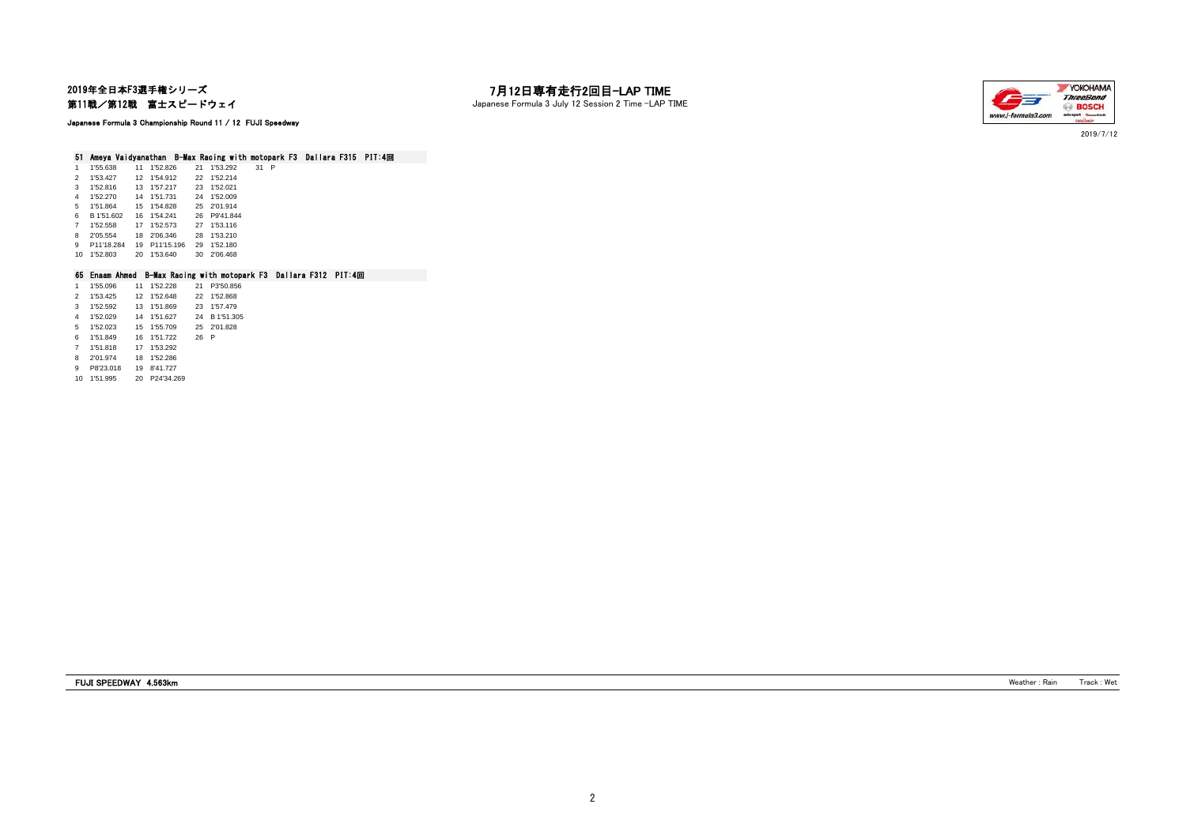# 2019年全日本F3選手権シリーズ
## 第11戦／第12戦　富士スピードウェイ

Japanese Formula 3 Championship Round 11 / 12 FUJI Speedway

# 7月12日専有走行2回目-LAP TIME

Japanese Formula 3 July 12 Session 2 Time -LAP TIME

2019/7/12

### 51 Ameya Vaidyanathan B-Max Racing with motopark F3 Dallara F315 PIT:4回

| | | | | | | | |
|---|---|---|---|---|---|---|---|
| 1 | 1'55.638 | 11 | 1'52.826 | 21 | 1'53.292 | 31 | P |
| 2 | 1'53.427 | 12 | 1'54.912 | 22 | 1'52.214 | | |
| 3 | 1'52.816 | 13 | 1'57.217 | 23 | 1'52.021 | | |
| 4 | 1'52.270 | 14 | 1'51.731 | 24 | 1'52.009 | | |
| 5 | 1'51.864 | 15 | 1'54.828 | 25 | 2'01.914 | | |
| 6 | B 1'51.602 | 16 | 1'54.241 | 26 | P9'41.844 | | |
| 7 | 1'52.558 | 17 | 1'52.573 | 27 | 1'53.116 | | |
| 8 | 2'05.554 | 18 | 2'06.346 | 28 | 1'53.210 | | |
| 9 | P11'18.284 | 19 | P11'15.196 | 29 | 1'52.180 | | |
| 10 | 1'52.803 | 20 | 1'53.640 | 30 | 2'06.468 | | |

### 65 Enaam Ahmed B-Max Racing with motopark F3 Dallara F312 PIT:4回

| | | | | | |
|---|---|---|---|---|---|
| 1 | 1'55.096 | 11 | 1'52.228 | 21 | P3'50.856 |
| 2 | 1'53.425 | 12 | 1'52.648 | 22 | 1'52.868 |
| 3 | 1'52.592 | 13 | 1'51.869 | 23 | 1'57.479 |
| 4 | 1'52.029 | 14 | 1'51.627 | 24 | B 1'51.305 |
| 5 | 1'52.023 | 15 | 1'55.709 | 25 | 2'01.828 |
| 6 | 1'51.849 | 16 | 1'51.722 | 26 | P |
| 7 | 1'51.818 | 17 | 1'53.292 | | |
| 8 | 2'01.974 | 18 | 1'52.286 | | |
| 9 | P8'23.018 | 19 | 8'41.727 | | |
| 10 | 1'51.995 | 20 | P24'34.269 | | |

FUJI SPEEDWAY 4.563km

Weather : Rain　Track : Wet